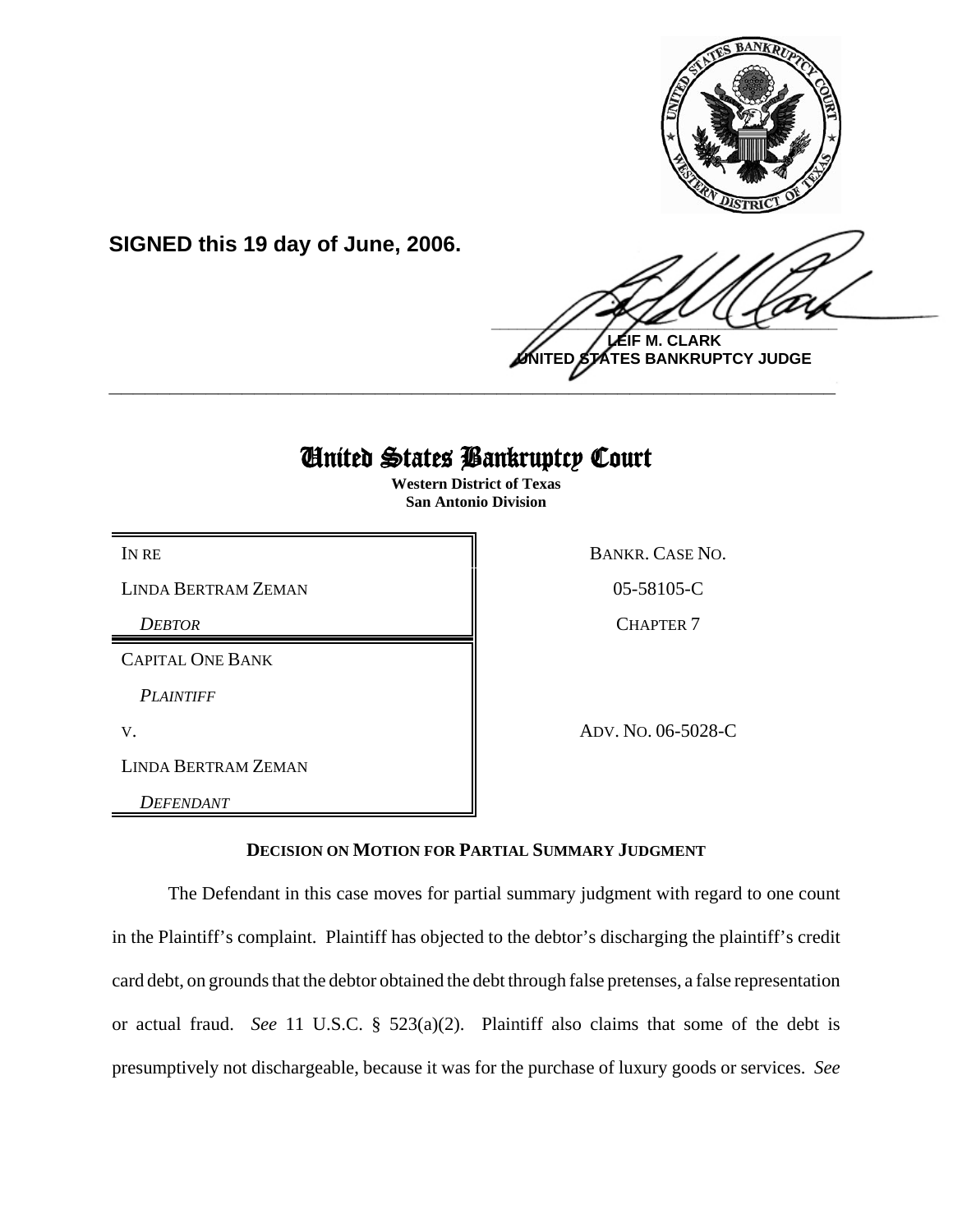**SIGNED this 19 day of June, 2006.**

**LEIF M. CLARK**
**UNITED STATES BANKRUPTCY JUDGE**

---

# United States Bankruptcy Court

**Western District of Texas**
**San Antonio Division**

| | |
|---|---|
| IN RE | BANKR. CASE NO. |
| LINDA BERTRAM ZEMAN | 05-58105-C |
| *DEBTOR* | CHAPTER 7 |
| CAPITAL ONE BANK | |
| *PLAINTIFF* | |
| V. | ADV. NO. 06-5028-C |
| LINDA BERTRAM ZEMAN | |
| *DEFENDANT* | |

**DECISION ON MOTION FOR PARTIAL SUMMARY JUDGMENT**

The Defendant in this case moves for partial summary judgment with regard to one count in the Plaintiff's complaint. Plaintiff has objected to the debtor's discharging the plaintiff's credit card debt, on grounds that the debtor obtained the debt through false pretenses, a false representation or actual fraud. *See* 11 U.S.C. § 523(a)(2). Plaintiff also claims that some of the debt is presumptively not dischargeable, because it was for the purchase of luxury goods or services. *See*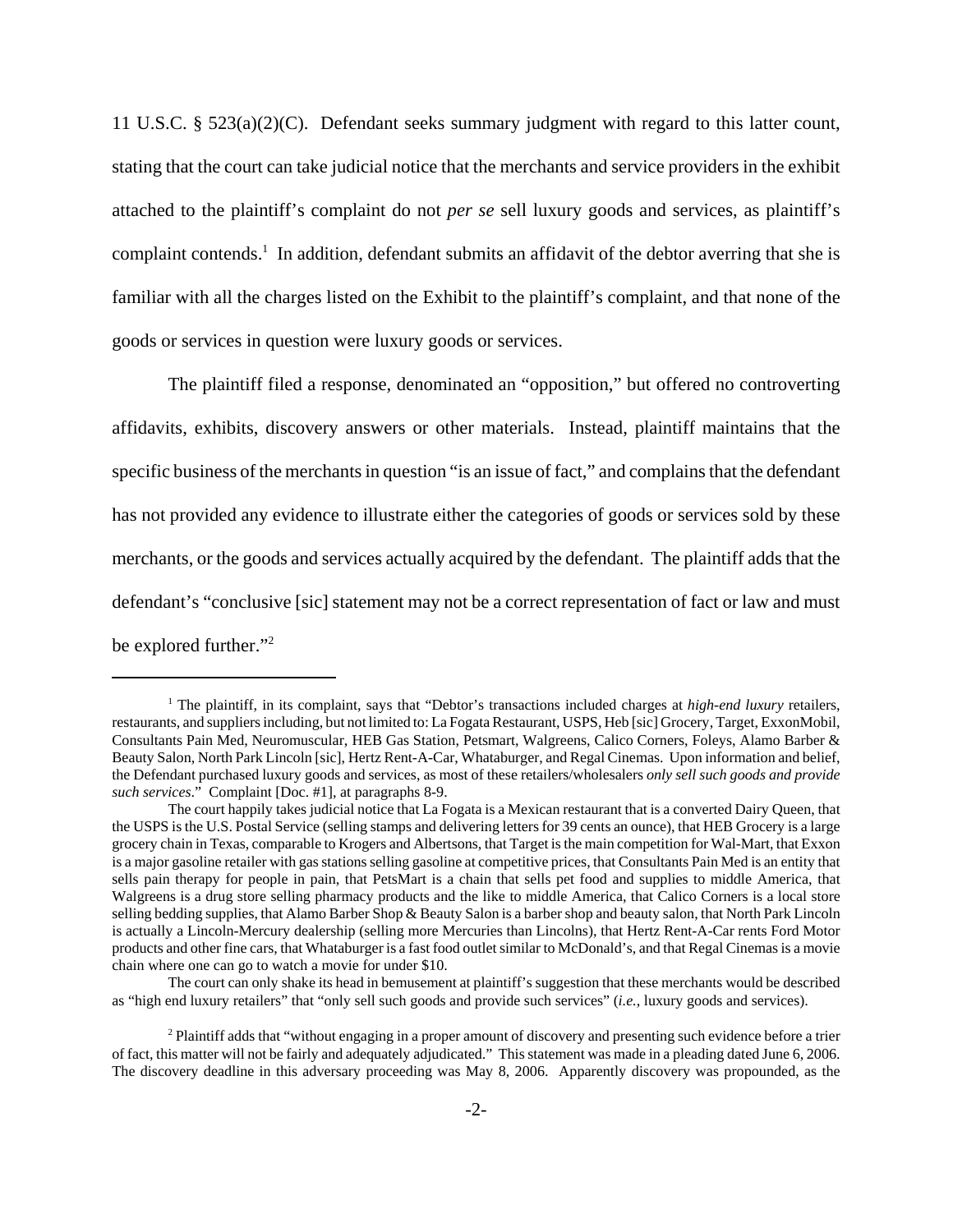11 U.S.C. § 523(a)(2)(C). Defendant seeks summary judgment with regard to this latter count, stating that the court can take judicial notice that the merchants and service providers in the exhibit attached to the plaintiff's complaint do not *per se* sell luxury goods and services, as plaintiff's complaint contends.[1] In addition, defendant submits an affidavit of the debtor averring that she is familiar with all the charges listed on the Exhibit to the plaintiff's complaint, and that none of the goods or services in question were luxury goods or services.

The plaintiff filed a response, denominated an "opposition," but offered no controverting affidavits, exhibits, discovery answers or other materials. Instead, plaintiff maintains that the specific business of the merchants in question "is an issue of fact," and complains that the defendant has not provided any evidence to illustrate either the categories of goods or services sold by these merchants, or the goods and services actually acquired by the defendant. The plaintiff adds that the defendant's "conclusive [sic] statement may not be a correct representation of fact or law and must be explored further."[2]

---

[1] The plaintiff, in its complaint, says that "Debtor's transactions included charges at *high-end luxury* retailers, restaurants, and suppliers including, but not limited to: La Fogata Restaurant, USPS, Heb [sic] Grocery, Target, ExxonMobil, Consultants Pain Med, Neuromuscular, HEB Gas Station, Petsmart, Walgreens, Calico Corners, Foleys, Alamo Barber & Beauty Salon, North Park Lincoln [sic], Hertz Rent-A-Car, Whataburger, and Regal Cinemas. Upon information and belief, the Defendant purchased luxury goods and services, as most of these retailers/wholesalers *only sell such goods and provide such services*." Complaint [Doc. #1], at paragraphs 8-9.

The court happily takes judicial notice that La Fogata is a Mexican restaurant that is a converted Dairy Queen, that the USPS is the U.S. Postal Service (selling stamps and delivering letters for 39 cents an ounce), that HEB Grocery is a large grocery chain in Texas, comparable to Krogers and Albertsons, that Target is the main competition for Wal-Mart, that Exxon is a major gasoline retailer with gas stations selling gasoline at competitive prices, that Consultants Pain Med is an entity that sells pain therapy for people in pain, that PetsMart is a chain that sells pet food and supplies to middle America, that Walgreens is a drug store selling pharmacy products and the like to middle America, that Calico Corners is a local store selling bedding supplies, that Alamo Barber Shop & Beauty Salon is a barber shop and beauty salon, that North Park Lincoln is actually a Lincoln-Mercury dealership (selling more Mercuries than Lincolns), that Hertz Rent-A-Car rents Ford Motor products and other fine cars, that Whataburger is a fast food outlet similar to McDonald's, and that Regal Cinemas is a movie chain where one can go to watch a movie for under $10.

The court can only shake its head in bemusement at plaintiff's suggestion that these merchants would be described as "high end luxury retailers" that "only sell such goods and provide such services" (*i.e.*, luxury goods and services).

[2] Plaintiff adds that "without engaging in a proper amount of discovery and presenting such evidence before a trier of fact, this matter will not be fairly and adequately adjudicated." This statement was made in a pleading dated June 6, 2006. The discovery deadline in this adversary proceeding was May 8, 2006. Apparently discovery was propounded, as the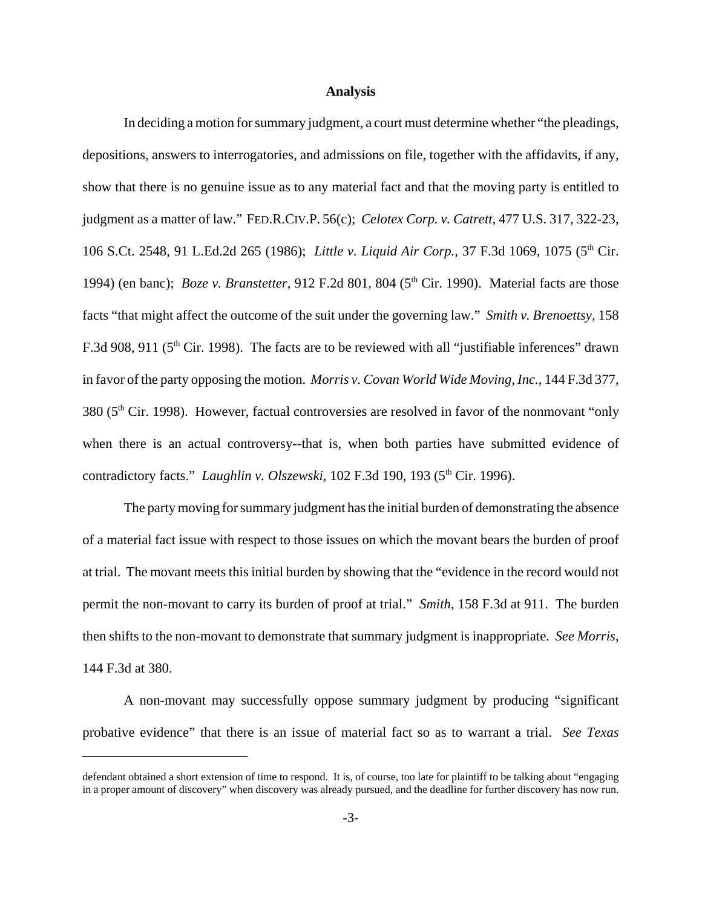**Analysis**

In deciding a motion for summary judgment, a court must determine whether "the pleadings, depositions, answers to interrogatories, and admissions on file, together with the affidavits, if any, show that there is no genuine issue as to any material fact and that the moving party is entitled to judgment as a matter of law." FED.R.CIV.P. 56(c); *Celotex Corp. v. Catrett*, 477 U.S. 317, 322-23, 106 S.Ct. 2548, 91 L.Ed.2d 265 (1986); *Little v. Liquid Air Corp.*, 37 F.3d 1069, 1075 (5th Cir. 1994) (en banc); *Boze v. Branstetter*, 912 F.2d 801, 804 (5th Cir. 1990). Material facts are those facts "that might affect the outcome of the suit under the governing law." *Smith v. Brenoettsy*, 158 F.3d 908, 911 (5th Cir. 1998). The facts are to be reviewed with all "justifiable inferences" drawn in favor of the party opposing the motion. *Morris v. Covan World Wide Moving, Inc.*, 144 F.3d 377, 380 (5th Cir. 1998). However, factual controversies are resolved in favor of the nonmovant "only when there is an actual controversy--that is, when both parties have submitted evidence of contradictory facts." *Laughlin v. Olszewski*, 102 F.3d 190, 193 (5th Cir. 1996).

The party moving for summary judgment has the initial burden of demonstrating the absence of a material fact issue with respect to those issues on which the movant bears the burden of proof at trial. The movant meets this initial burden by showing that the "evidence in the record would not permit the non-movant to carry its burden of proof at trial." *Smith*, 158 F.3d at 911. The burden then shifts to the non-movant to demonstrate that summary judgment is inappropriate. *See Morris*, 144 F.3d at 380.

A non-movant may successfully oppose summary judgment by producing "significant probative evidence" that there is an issue of material fact so as to warrant a trial. *See Texas*

---

defendant obtained a short extension of time to respond. It is, of course, too late for plaintiff to be talking about "engaging in a proper amount of discovery" when discovery was already pursued, and the deadline for further discovery has now run.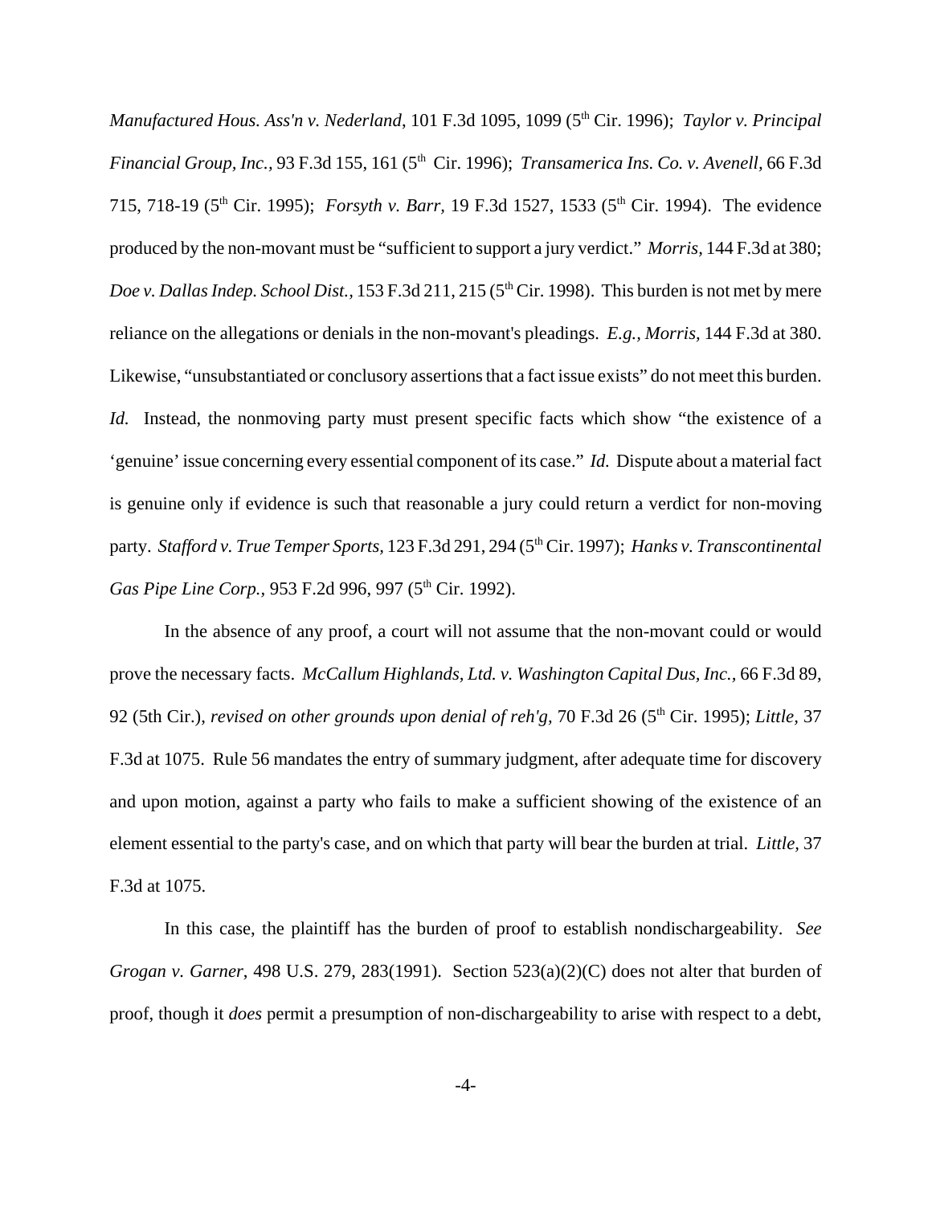*Manufactured Hous. Ass'n v. Nederland*, 101 F.3d 1095, 1099 (5th Cir. 1996); *Taylor v. Principal Financial Group, Inc.*, 93 F.3d 155, 161 (5th Cir. 1996); *Transamerica Ins. Co. v. Avenell*, 66 F.3d 715, 718-19 (5th Cir. 1995); *Forsyth v. Barr*, 19 F.3d 1527, 1533 (5th Cir. 1994). The evidence produced by the non-movant must be "sufficient to support a jury verdict." *Morris*, 144 F.3d at 380; *Doe v. Dallas Indep. School Dist.*, 153 F.3d 211, 215 (5th Cir. 1998). This burden is not met by mere reliance on the allegations or denials in the non-movant's pleadings. *E.g.*, *Morris*, 144 F.3d at 380. Likewise, "unsubstantiated or conclusory assertions that a fact issue exists" do not meet this burden. *Id.* Instead, the nonmoving party must present specific facts which show "the existence of a 'genuine' issue concerning every essential component of its case." *Id.* Dispute about a material fact is genuine only if evidence is such that reasonable a jury could return a verdict for non-moving party. *Stafford v. True Temper Sports*, 123 F.3d 291, 294 (5th Cir. 1997); *Hanks v. Transcontinental Gas Pipe Line Corp.*, 953 F.2d 996, 997 (5th Cir. 1992).

In the absence of any proof, a court will not assume that the non-movant could or would prove the necessary facts. *McCallum Highlands, Ltd. v. Washington Capital Dus, Inc.*, 66 F.3d 89, 92 (5th Cir.), *revised on other grounds upon denial of reh'g*, 70 F.3d 26 (5th Cir. 1995); *Little*, 37 F.3d at 1075. Rule 56 mandates the entry of summary judgment, after adequate time for discovery and upon motion, against a party who fails to make a sufficient showing of the existence of an element essential to the party's case, and on which that party will bear the burden at trial. *Little*, 37 F.3d at 1075.

In this case, the plaintiff has the burden of proof to establish nondischargeability. *See Grogan v. Garner*, 498 U.S. 279, 283(1991). Section 523(a)(2)(C) does not alter that burden of proof, though it *does* permit a presumption of non-dischargeability to arise with respect to a debt,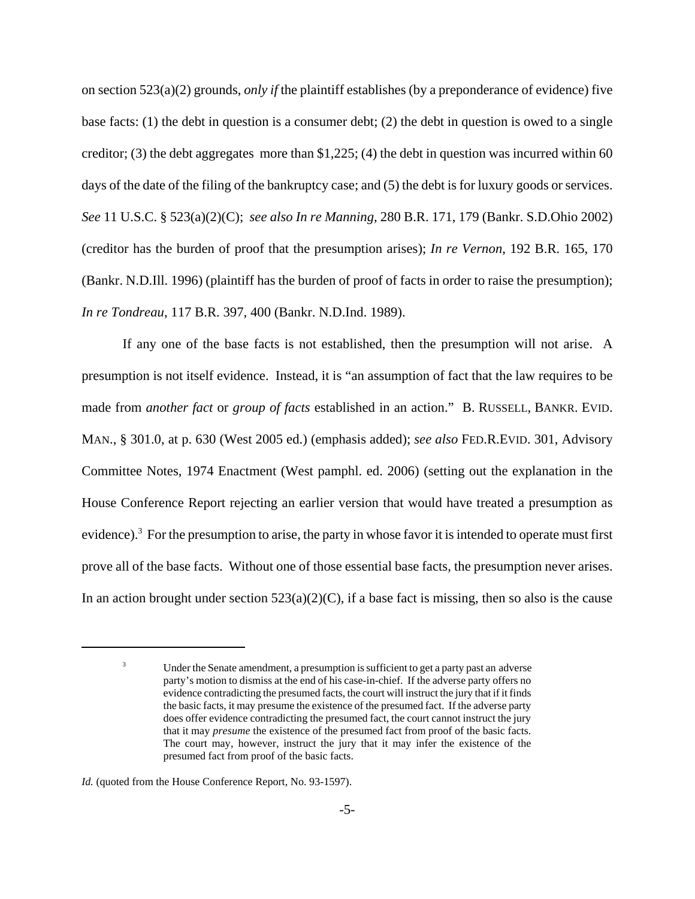on section 523(a)(2) grounds, *only if* the plaintiff establishes (by a preponderance of evidence) five base facts: (1) the debt in question is a consumer debt; (2) the debt in question is owed to a single creditor; (3) the debt aggregates more than $1,225; (4) the debt in question was incurred within 60 days of the date of the filing of the bankruptcy case; and (5) the debt is for luxury goods or services. *See* 11 U.S.C. § 523(a)(2)(C); *see also In re Manning*, 280 B.R. 171, 179 (Bankr. S.D.Ohio 2002) (creditor has the burden of proof that the presumption arises); *In re Vernon*, 192 B.R. 165, 170 (Bankr. N.D.Ill. 1996) (plaintiff has the burden of proof of facts in order to raise the presumption); *In re Tondreau*, 117 B.R. 397, 400 (Bankr. N.D.Ind. 1989).

If any one of the base facts is not established, then the presumption will not arise. A presumption is not itself evidence. Instead, it is "an assumption of fact that the law requires to be made from *another fact* or *group of facts* established in an action." B. RUSSELL, BANKR. EVID. MAN., § 301.0, at p. 630 (West 2005 ed.) (emphasis added); *see also* FED.R.EVID. 301, Advisory Committee Notes, 1974 Enactment (West pamphl. ed. 2006) (setting out the explanation in the House Conference Report rejecting an earlier version that would have treated a presumption as evidence).[3] For the presumption to arise, the party in whose favor it is intended to operate must first prove all of the base facts. Without one of those essential base facts, the presumption never arises. In an action brought under section 523(a)(2)(C), if a base fact is missing, then so also is the cause

---

[3] Under the Senate amendment, a presumption is sufficient to get a party past an adverse party's motion to dismiss at the end of his case-in-chief. If the adverse party offers no evidence contradicting the presumed facts, the court will instruct the jury that if it finds the basic facts, it may presume the existence of the presumed fact. If the adverse party does offer evidence contradicting the presumed fact, the court cannot instruct the jury that it may *presume* the existence of the presumed fact from proof of the basic facts. The court may, however, instruct the jury that it may infer the existence of the presumed fact from proof of the basic facts.

*Id.* (quoted from the House Conference Report, No. 93-1597).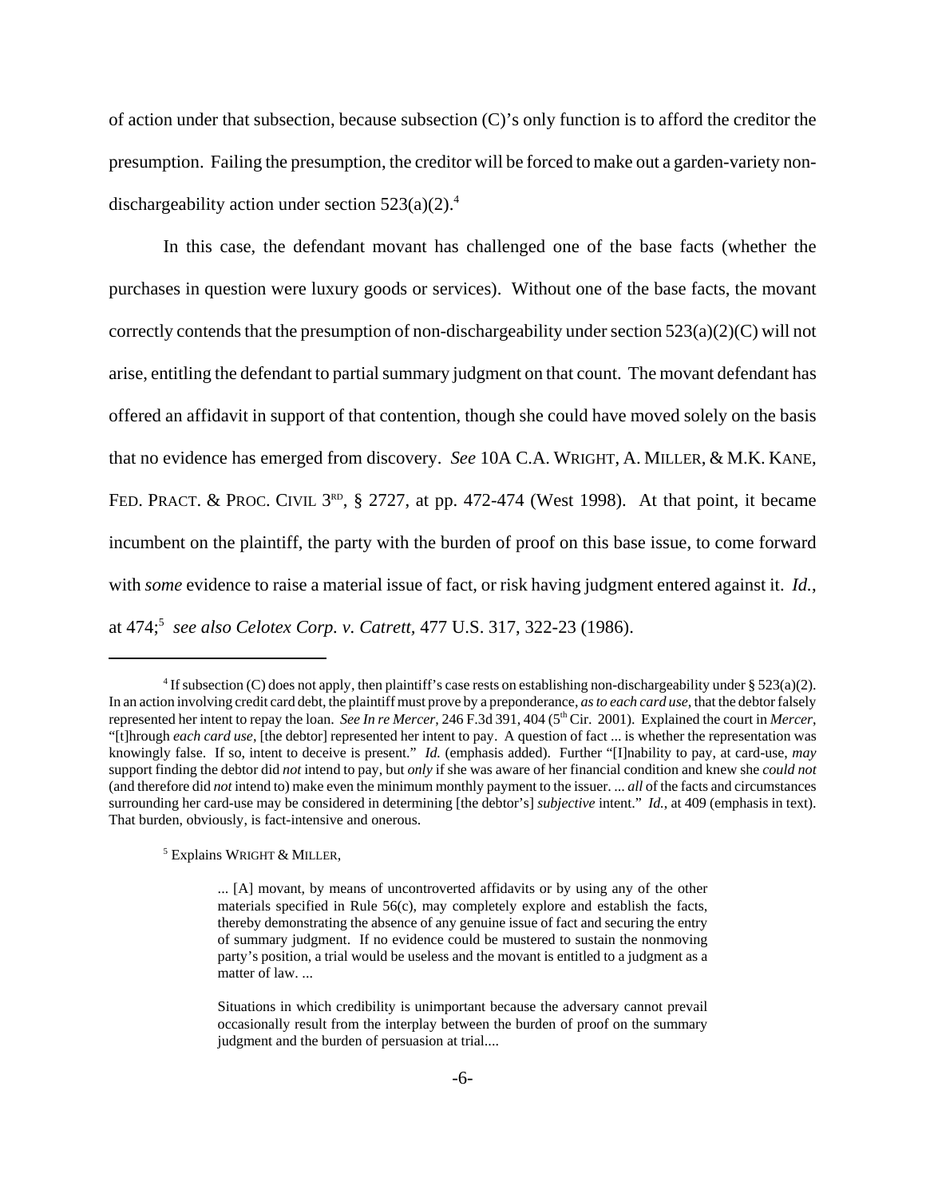of action under that subsection, because subsection (C)'s only function is to afford the creditor the presumption. Failing the presumption, the creditor will be forced to make out a garden-variety non-dischargeability action under section 523(a)(2).[4]

In this case, the defendant movant has challenged one of the base facts (whether the purchases in question were luxury goods or services). Without one of the base facts, the movant correctly contends that the presumption of non-dischargeability under section 523(a)(2)(C) will not arise, entitling the defendant to partial summary judgment on that count. The movant defendant has offered an affidavit in support of that contention, though she could have moved solely on the basis that no evidence has emerged from discovery. *See* 10A C.A. WRIGHT, A. MILLER, & M.K. KANE, FED. PRACT. & PROC. CIVIL 3RD, § 2727, at pp. 472-474 (West 1998). At that point, it became incumbent on the plaintiff, the party with the burden of proof on this base issue, to come forward with *some* evidence to raise a material issue of fact, or risk having judgment entered against it. *Id.*, at 474;[5] *see also Celotex Corp. v. Catrett*, 477 U.S. 317, 322-23 (1986).

---

[4] If subsection (C) does not apply, then plaintiff's case rests on establishing non-dischargeability under § 523(a)(2). In an action involving credit card debt, the plaintiff must prove by a preponderance, *as to each card use*, that the debtor falsely represented her intent to repay the loan. *See In re Mercer*, 246 F.3d 391, 404 (5th Cir. 2001). Explained the court in *Mercer*, "[t]hrough *each card use*, [the debtor] represented her intent to pay. A question of fact ... is whether the representation was knowingly false. If so, intent to deceive is present." *Id.* (emphasis added). Further "[I]nability to pay, at card-use, *may* support finding the debtor did *not* intend to pay, but *only* if she was aware of her financial condition and knew she *could not* (and therefore did *not* intend to) make even the minimum monthly payment to the issuer. ... *all* of the facts and circumstances surrounding her card-use may be considered in determining [the debtor's] *subjective* intent." *Id.*, at 409 (emphasis in text). That burden, obviously, is fact-intensive and onerous.

[5] Explains WRIGHT & MILLER,

> ... [A] movant, by means of uncontroverted affidavits or by using any of the other materials specified in Rule 56(c), may completely explore and establish the facts, thereby demonstrating the absence of any genuine issue of fact and securing the entry of summary judgment. If no evidence could be mustered to sustain the nonmoving party's position, a trial would be useless and the movant is entitled to a judgment as a matter of law. ...
>
> Situations in which credibility is unimportant because the adversary cannot prevail occasionally result from the interplay between the burden of proof on the summary judgment and the burden of persuasion at trial....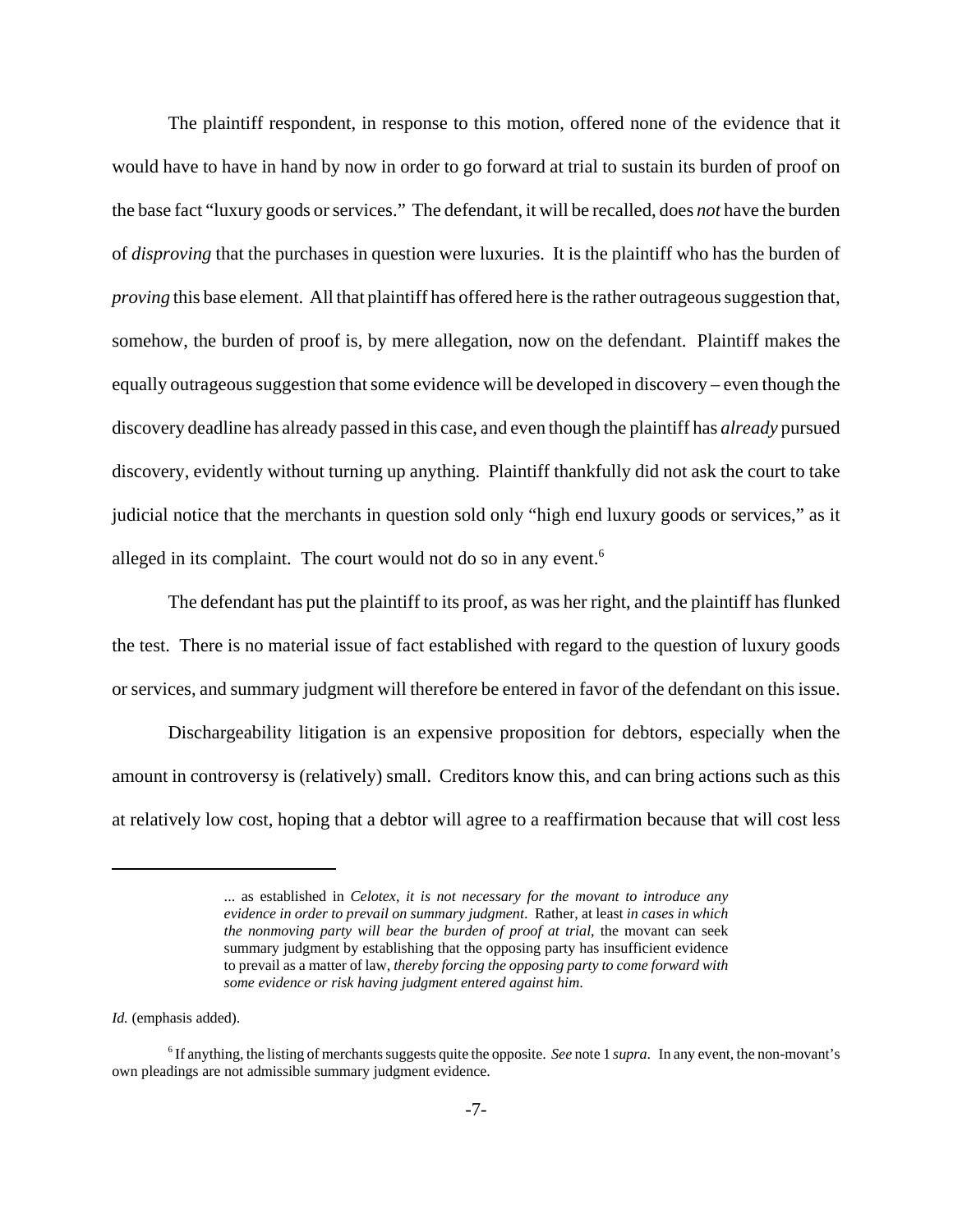The plaintiff respondent, in response to this motion, offered none of the evidence that it would have to have in hand by now in order to go forward at trial to sustain its burden of proof on the base fact "luxury goods or services." The defendant, it will be recalled, does *not* have the burden of *disproving* that the purchases in question were luxuries. It is the plaintiff who has the burden of *proving* this base element. All that plaintiff has offered here is the rather outrageous suggestion that, somehow, the burden of proof is, by mere allegation, now on the defendant. Plaintiff makes the equally outrageous suggestion that some evidence will be developed in discovery – even though the discovery deadline has already passed in this case, and even though the plaintiff has *already* pursued discovery, evidently without turning up anything. Plaintiff thankfully did not ask the court to take judicial notice that the merchants in question sold only "high end luxury goods or services," as it alleged in its complaint. The court would not do so in any event.[6]

The defendant has put the plaintiff to its proof, as was her right, and the plaintiff has flunked the test. There is no material issue of fact established with regard to the question of luxury goods or services, and summary judgment will therefore be entered in favor of the defendant on this issue.

Dischargeability litigation is an expensive proposition for debtors, especially when the amount in controversy is (relatively) small. Creditors know this, and can bring actions such as this at relatively low cost, hoping that a debtor will agree to a reaffirmation because that will cost less

---

> ... as established in *Celotex*, *it is not necessary for the movant to introduce any evidence in order to prevail on summary judgment*. Rather, at least *in cases in which the nonmoving party will bear the burden of proof at trial*, the movant can seek summary judgment by establishing that the opposing party has insufficient evidence to prevail as a matter of law, *thereby forcing the opposing party to come forward with some evidence or risk having judgment entered against him*.

*Id.* (emphasis added).

[6] If anything, the listing of merchants suggests quite the opposite. *See* note 1 *supra*. In any event, the non-movant's own pleadings are not admissible summary judgment evidence.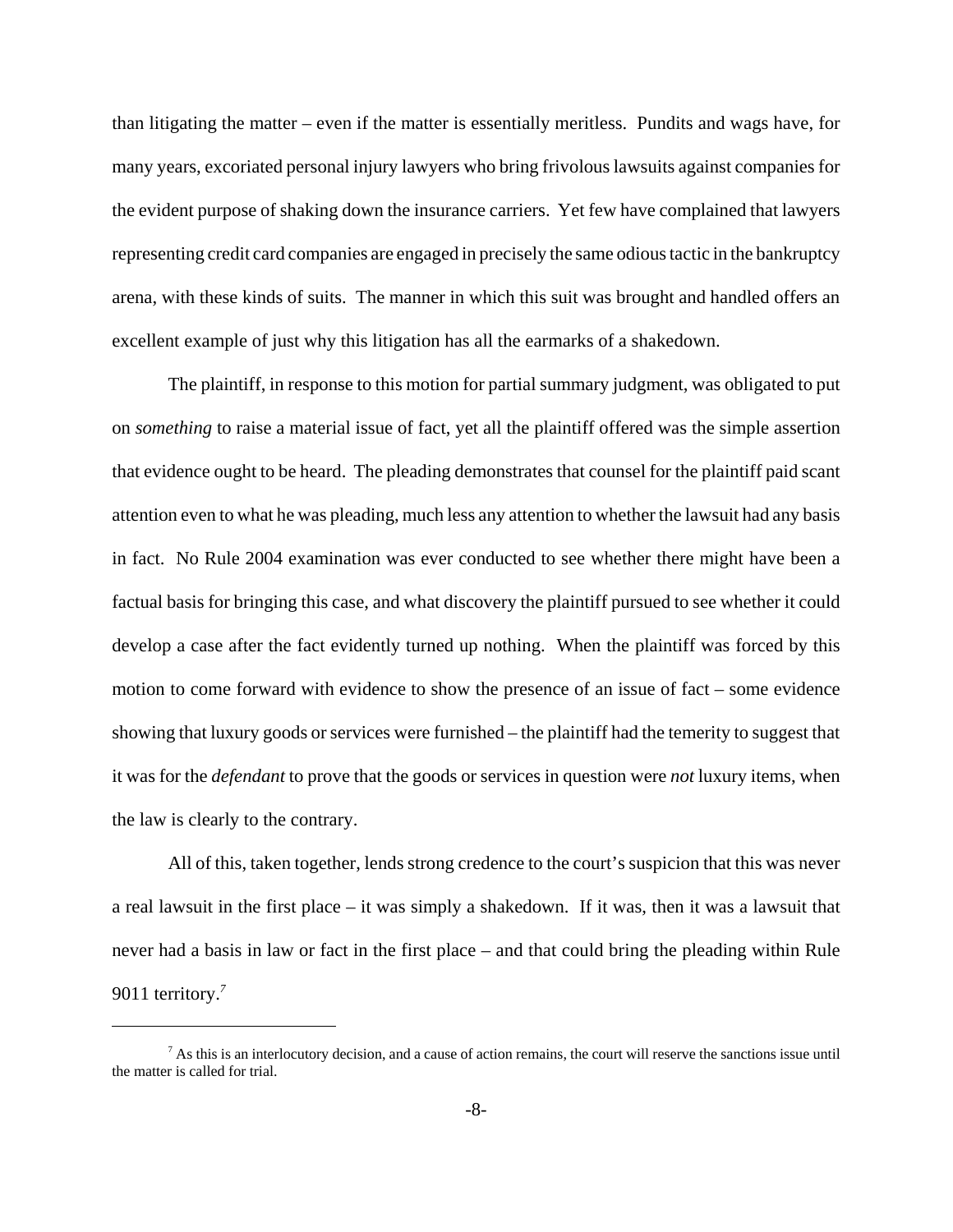than litigating the matter – even if the matter is essentially meritless. Pundits and wags have, for many years, excoriated personal injury lawyers who bring frivolous lawsuits against companies for the evident purpose of shaking down the insurance carriers. Yet few have complained that lawyers representing credit card companies are engaged in precisely the same odious tactic in the bankruptcy arena, with these kinds of suits. The manner in which this suit was brought and handled offers an excellent example of just why this litigation has all the earmarks of a shakedown.

The plaintiff, in response to this motion for partial summary judgment, was obligated to put on *something* to raise a material issue of fact, yet all the plaintiff offered was the simple assertion that evidence ought to be heard. The pleading demonstrates that counsel for the plaintiff paid scant attention even to what he was pleading, much less any attention to whether the lawsuit had any basis in fact. No Rule 2004 examination was ever conducted to see whether there might have been a factual basis for bringing this case, and what discovery the plaintiff pursued to see whether it could develop a case after the fact evidently turned up nothing. When the plaintiff was forced by this motion to come forward with evidence to show the presence of an issue of fact – some evidence showing that luxury goods or services were furnished – the plaintiff had the temerity to suggest that it was for the *defendant* to prove that the goods or services in question were *not* luxury items, when the law is clearly to the contrary.

All of this, taken together, lends strong credence to the court's suspicion that this was never a real lawsuit in the first place – it was simply a shakedown. If it was, then it was a lawsuit that never had a basis in law or fact in the first place – and that could bring the pleading within Rule 9011 territory.[7]

---

[7] As this is an interlocutory decision, and a cause of action remains, the court will reserve the sanctions issue until the matter is called for trial.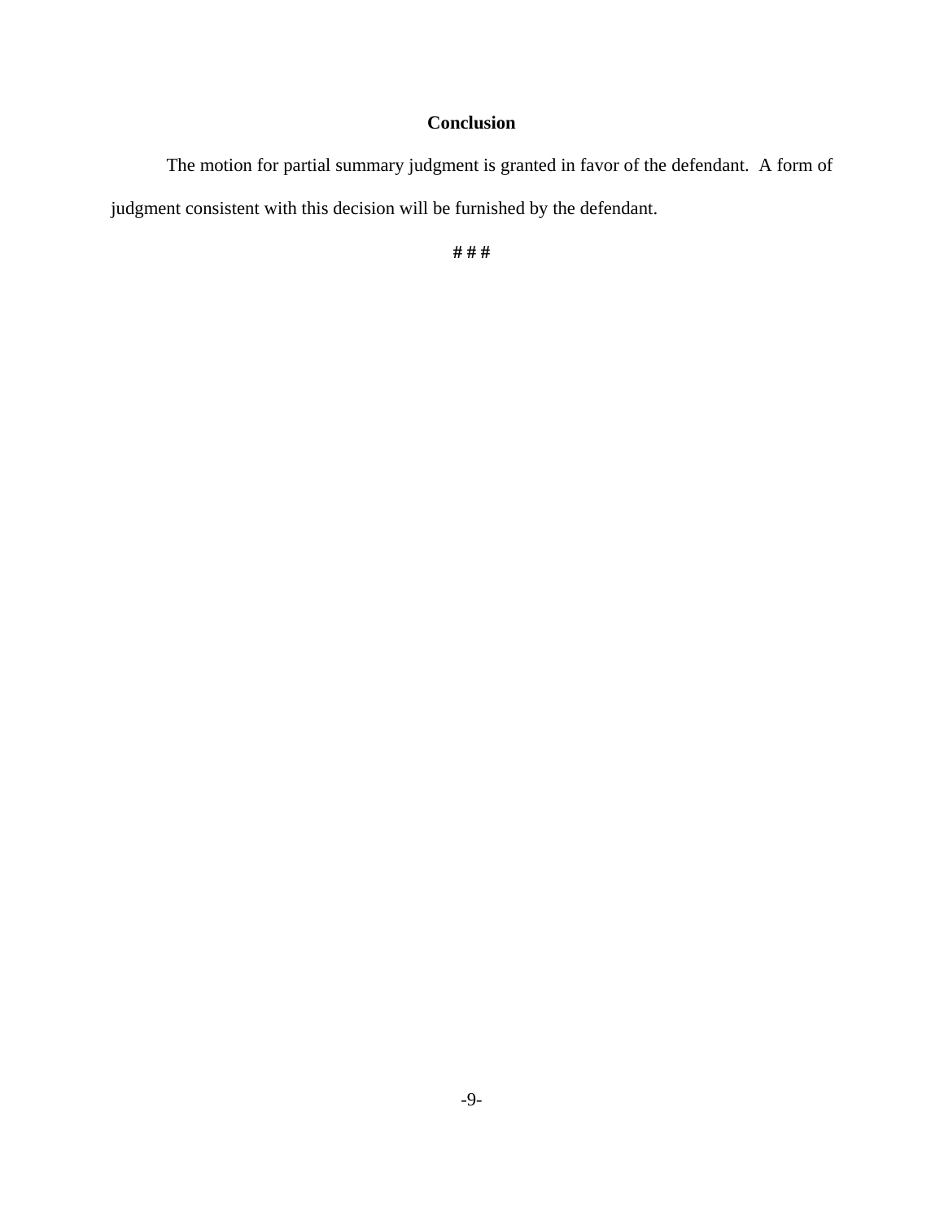## Conclusion

The motion for partial summary judgment is granted in favor of the defendant. A form of judgment consistent with this decision will be furnished by the defendant.

# # #